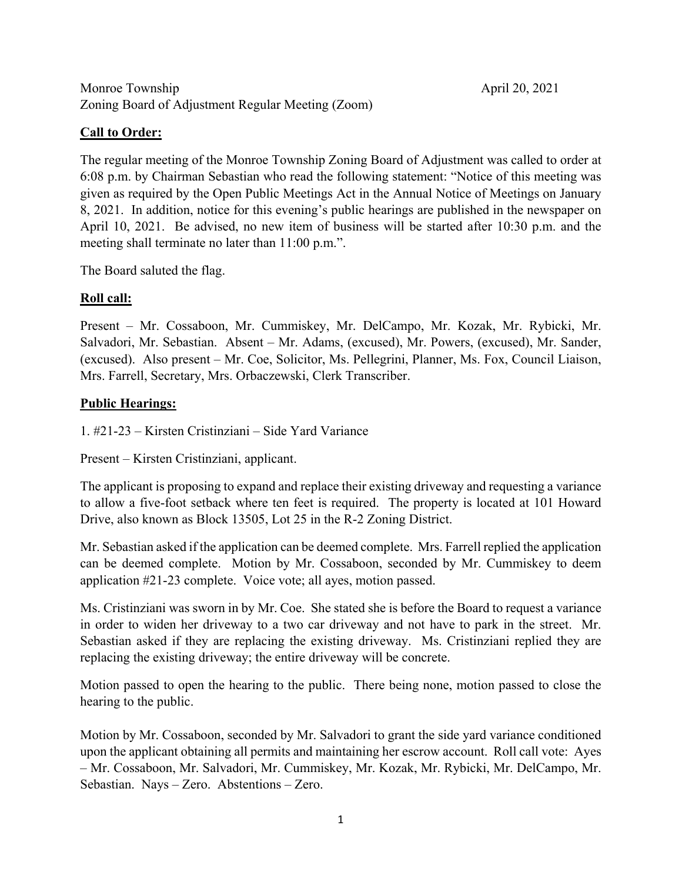Monroe Township April 20, 2021
Zoning Board of Adjustment Regular Meeting (Zoom)

**Call to Order:**

The regular meeting of the Monroe Township Zoning Board of Adjustment was called to order at 6:08 p.m. by Chairman Sebastian who read the following statement: "Notice of this meeting was given as required by the Open Public Meetings Act in the Annual Notice of Meetings on January 8, 2021. In addition, notice for this evening's public hearings are published in the newspaper on April 10, 2021. Be advised, no new item of business will be started after 10:30 p.m. and the meeting shall terminate no later than 11:00 p.m.".

The Board saluted the flag.

**Roll call:**

Present – Mr. Cossaboon, Mr. Cummiskey, Mr. DelCampo, Mr. Kozak, Mr. Rybicki, Mr. Salvadori, Mr. Sebastian. Absent – Mr. Adams, (excused), Mr. Powers, (excused), Mr. Sander, (excused). Also present – Mr. Coe, Solicitor, Ms. Pellegrini, Planner, Ms. Fox, Council Liaison, Mrs. Farrell, Secretary, Mrs. Orbaczewski, Clerk Transcriber.

**Public Hearings:**

1. #21-23 – Kirsten Cristinziani – Side Yard Variance

Present – Kirsten Cristinziani, applicant.

The applicant is proposing to expand and replace their existing driveway and requesting a variance to allow a five-foot setback where ten feet is required. The property is located at 101 Howard Drive, also known as Block 13505, Lot 25 in the R-2 Zoning District.

Mr. Sebastian asked if the application can be deemed complete. Mrs. Farrell replied the application can be deemed complete. Motion by Mr. Cossaboon, seconded by Mr. Cummiskey to deem application #21-23 complete. Voice vote; all ayes, motion passed.

Ms. Cristinziani was sworn in by Mr. Coe. She stated she is before the Board to request a variance in order to widen her driveway to a two car driveway and not have to park in the street. Mr. Sebastian asked if they are replacing the existing driveway. Ms. Cristinziani replied they are replacing the existing driveway; the entire driveway will be concrete.

Motion passed to open the hearing to the public. There being none, motion passed to close the hearing to the public.

Motion by Mr. Cossaboon, seconded by Mr. Salvadori to grant the side yard variance conditioned upon the applicant obtaining all permits and maintaining her escrow account. Roll call vote: Ayes – Mr. Cossaboon, Mr. Salvadori, Mr. Cummiskey, Mr. Kozak, Mr. Rybicki, Mr. DelCampo, Mr. Sebastian. Nays – Zero. Abstentions – Zero.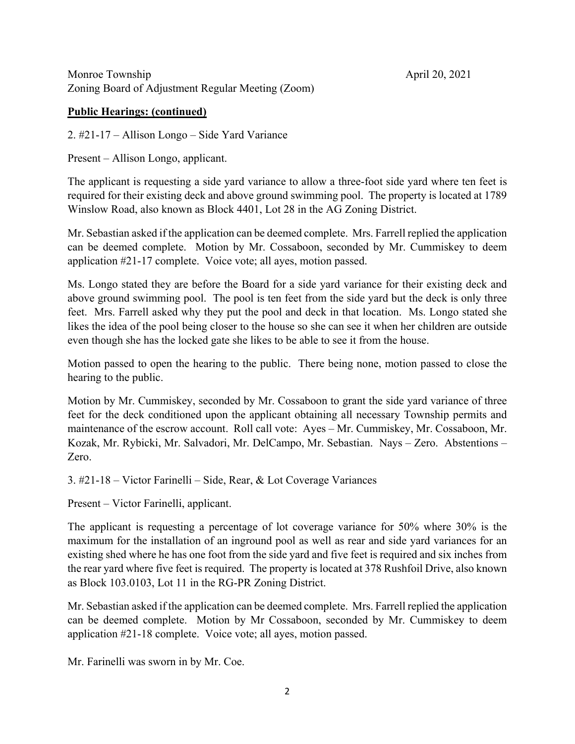Monroe Township April 20, 2021
Zoning Board of Adjustment Regular Meeting (Zoom)

**Public Hearings: (continued)**

2. #21-17 – Allison Longo – Side Yard Variance

Present – Allison Longo, applicant.

The applicant is requesting a side yard variance to allow a three-foot side yard where ten feet is required for their existing deck and above ground swimming pool. The property is located at 1789 Winslow Road, also known as Block 4401, Lot 28 in the AG Zoning District.

Mr. Sebastian asked if the application can be deemed complete. Mrs. Farrell replied the application can be deemed complete. Motion by Mr. Cossaboon, seconded by Mr. Cummiskey to deem application #21-17 complete. Voice vote; all ayes, motion passed.

Ms. Longo stated they are before the Board for a side yard variance for their existing deck and above ground swimming pool. The pool is ten feet from the side yard but the deck is only three feet. Mrs. Farrell asked why they put the pool and deck in that location. Ms. Longo stated she likes the idea of the pool being closer to the house so she can see it when her children are outside even though she has the locked gate she likes to be able to see it from the house.

Motion passed to open the hearing to the public. There being none, motion passed to close the hearing to the public.

Motion by Mr. Cummiskey, seconded by Mr. Cossaboon to grant the side yard variance of three feet for the deck conditioned upon the applicant obtaining all necessary Township permits and maintenance of the escrow account. Roll call vote: Ayes – Mr. Cummiskey, Mr. Cossaboon, Mr. Kozak, Mr. Rybicki, Mr. Salvadori, Mr. DelCampo, Mr. Sebastian. Nays – Zero. Abstentions – Zero.

3. #21-18 – Victor Farinelli – Side, Rear, & Lot Coverage Variances

Present – Victor Farinelli, applicant.

The applicant is requesting a percentage of lot coverage variance for 50% where 30% is the maximum for the installation of an inground pool as well as rear and side yard variances for an existing shed where he has one foot from the side yard and five feet is required and six inches from the rear yard where five feet is required. The property is located at 378 Rushfoil Drive, also known as Block 103.0103, Lot 11 in the RG-PR Zoning District.

Mr. Sebastian asked if the application can be deemed complete. Mrs. Farrell replied the application can be deemed complete. Motion by Mr Cossaboon, seconded by Mr. Cummiskey to deem application #21-18 complete. Voice vote; all ayes, motion passed.

Mr. Farinelli was sworn in by Mr. Coe.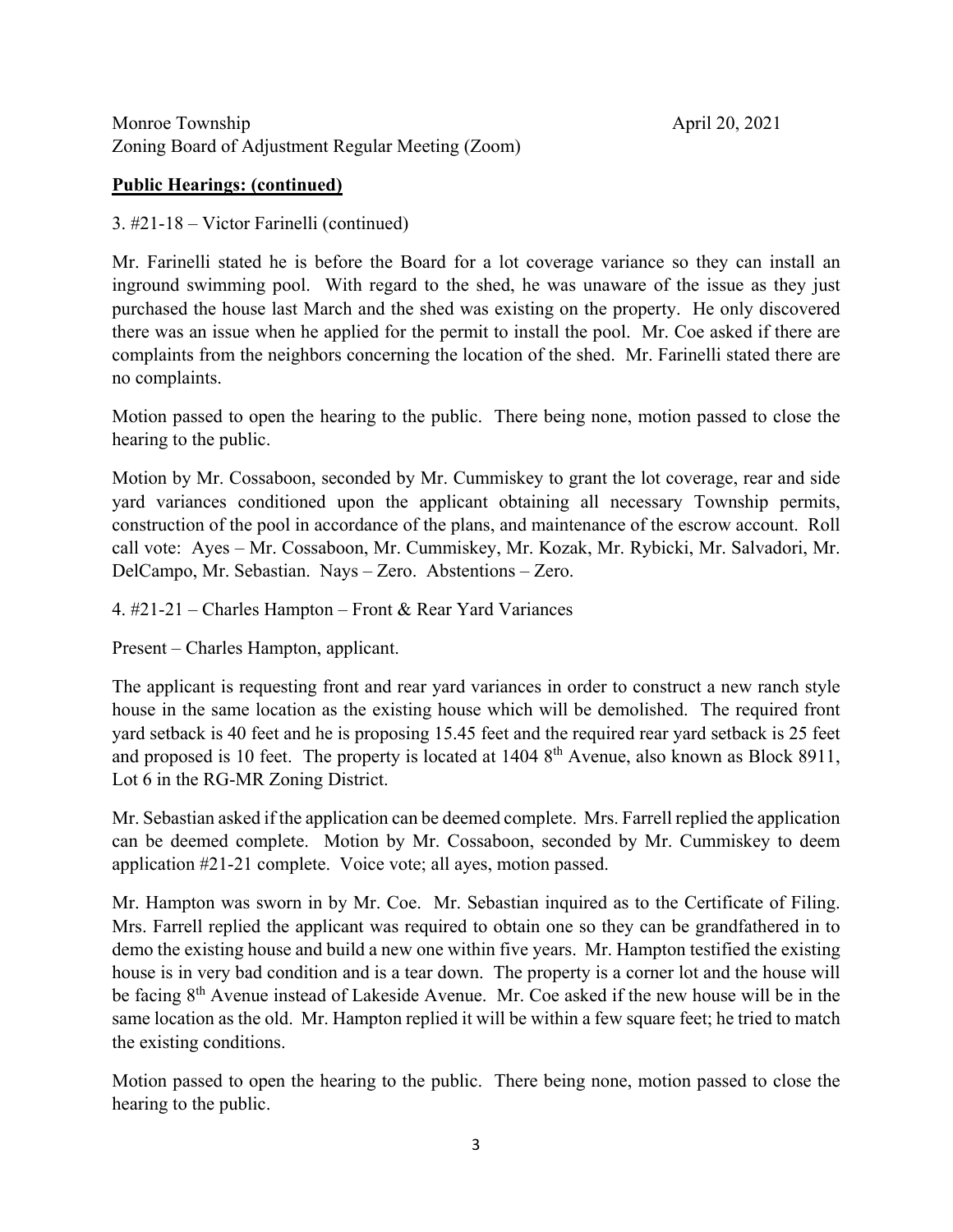Monroe Township April 20, 2021
Zoning Board of Adjustment Regular Meeting (Zoom)

**Public Hearings: (continued)**

3. #21-18 – Victor Farinelli (continued)

Mr. Farinelli stated he is before the Board for a lot coverage variance so they can install an inground swimming pool. With regard to the shed, he was unaware of the issue as they just purchased the house last March and the shed was existing on the property. He only discovered there was an issue when he applied for the permit to install the pool. Mr. Coe asked if there are complaints from the neighbors concerning the location of the shed. Mr. Farinelli stated there are no complaints.

Motion passed to open the hearing to the public. There being none, motion passed to close the hearing to the public.

Motion by Mr. Cossaboon, seconded by Mr. Cummiskey to grant the lot coverage, rear and side yard variances conditioned upon the applicant obtaining all necessary Township permits, construction of the pool in accordance of the plans, and maintenance of the escrow account. Roll call vote: Ayes – Mr. Cossaboon, Mr. Cummiskey, Mr. Kozak, Mr. Rybicki, Mr. Salvadori, Mr. DelCampo, Mr. Sebastian. Nays – Zero. Abstentions – Zero.

4. #21-21 – Charles Hampton – Front & Rear Yard Variances

Present – Charles Hampton, applicant.

The applicant is requesting front and rear yard variances in order to construct a new ranch style house in the same location as the existing house which will be demolished. The required front yard setback is 40 feet and he is proposing 15.45 feet and the required rear yard setback is 25 feet and proposed is 10 feet. The property is located at 1404 8th Avenue, also known as Block 8911, Lot 6 in the RG-MR Zoning District.

Mr. Sebastian asked if the application can be deemed complete. Mrs. Farrell replied the application can be deemed complete. Motion by Mr. Cossaboon, seconded by Mr. Cummiskey to deem application #21-21 complete. Voice vote; all ayes, motion passed.

Mr. Hampton was sworn in by Mr. Coe. Mr. Sebastian inquired as to the Certificate of Filing. Mrs. Farrell replied the applicant was required to obtain one so they can be grandfathered in to demo the existing house and build a new one within five years. Mr. Hampton testified the existing house is in very bad condition and is a tear down. The property is a corner lot and the house will be facing 8th Avenue instead of Lakeside Avenue. Mr. Coe asked if the new house will be in the same location as the old. Mr. Hampton replied it will be within a few square feet; he tried to match the existing conditions.

Motion passed to open the hearing to the public. There being none, motion passed to close the hearing to the public.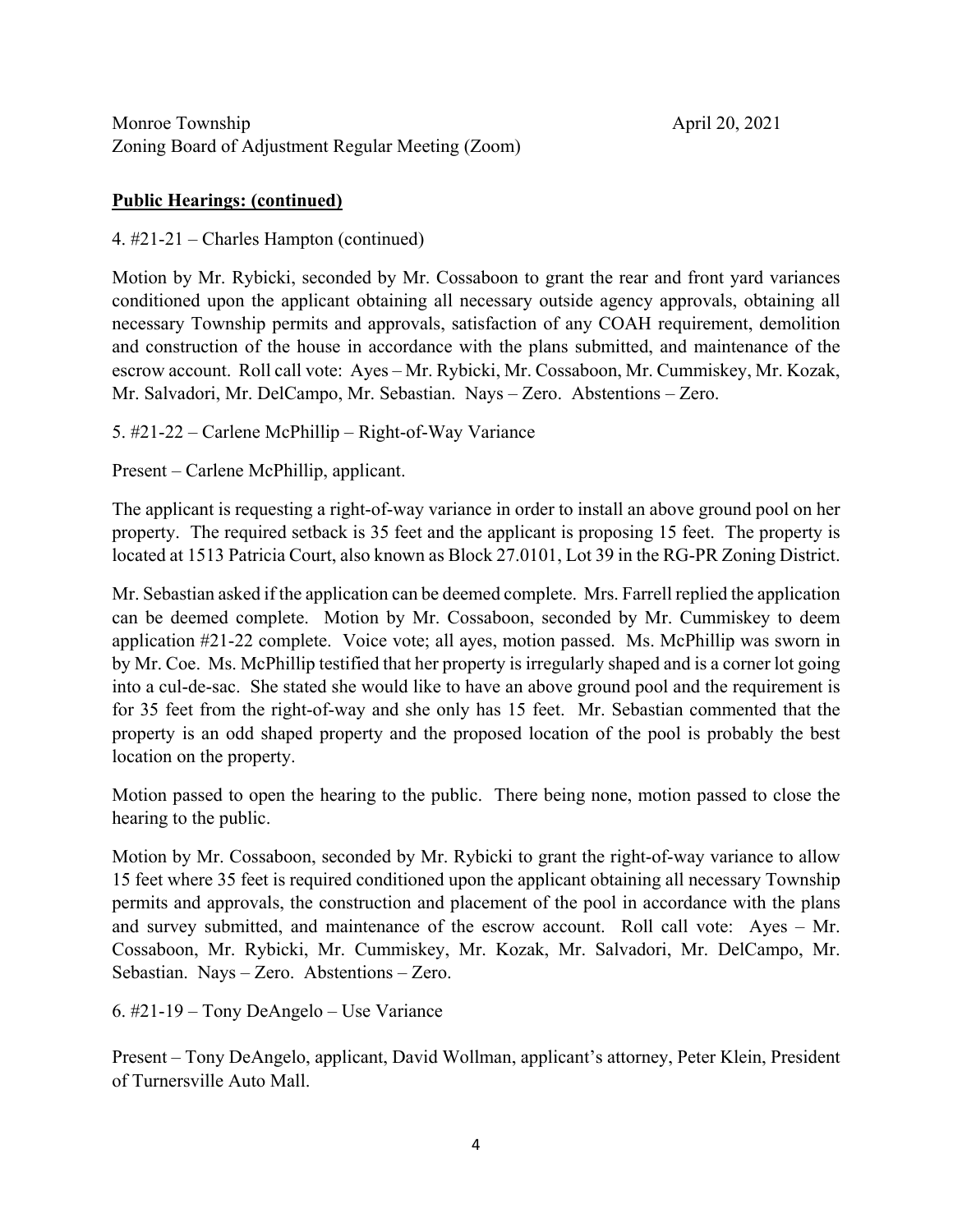Monroe Township April 20, 2021
Zoning Board of Adjustment Regular Meeting (Zoom)

**Public Hearings: (continued)**

4. #21-21 – Charles Hampton (continued)

Motion by Mr. Rybicki, seconded by Mr. Cossaboon to grant the rear and front yard variances conditioned upon the applicant obtaining all necessary outside agency approvals, obtaining all necessary Township permits and approvals, satisfaction of any COAH requirement, demolition and construction of the house in accordance with the plans submitted, and maintenance of the escrow account. Roll call vote: Ayes – Mr. Rybicki, Mr. Cossaboon, Mr. Cummiskey, Mr. Kozak, Mr. Salvadori, Mr. DelCampo, Mr. Sebastian. Nays – Zero. Abstentions – Zero.

5. #21-22 – Carlene McPhillip – Right-of-Way Variance

Present – Carlene McPhillip, applicant.

The applicant is requesting a right-of-way variance in order to install an above ground pool on her property. The required setback is 35 feet and the applicant is proposing 15 feet. The property is located at 1513 Patricia Court, also known as Block 27.0101, Lot 39 in the RG-PR Zoning District.

Mr. Sebastian asked if the application can be deemed complete. Mrs. Farrell replied the application can be deemed complete. Motion by Mr. Cossaboon, seconded by Mr. Cummiskey to deem application #21-22 complete. Voice vote; all ayes, motion passed. Ms. McPhillip was sworn in by Mr. Coe. Ms. McPhillip testified that her property is irregularly shaped and is a corner lot going into a cul-de-sac. She stated she would like to have an above ground pool and the requirement is for 35 feet from the right-of-way and she only has 15 feet. Mr. Sebastian commented that the property is an odd shaped property and the proposed location of the pool is probably the best location on the property.

Motion passed to open the hearing to the public. There being none, motion passed to close the hearing to the public.

Motion by Mr. Cossaboon, seconded by Mr. Rybicki to grant the right-of-way variance to allow 15 feet where 35 feet is required conditioned upon the applicant obtaining all necessary Township permits and approvals, the construction and placement of the pool in accordance with the plans and survey submitted, and maintenance of the escrow account. Roll call vote: Ayes – Mr. Cossaboon, Mr. Rybicki, Mr. Cummiskey, Mr. Kozak, Mr. Salvadori, Mr. DelCampo, Mr. Sebastian. Nays – Zero. Abstentions – Zero.

6. #21-19 – Tony DeAngelo – Use Variance

Present – Tony DeAngelo, applicant, David Wollman, applicant's attorney, Peter Klein, President of Turnersville Auto Mall.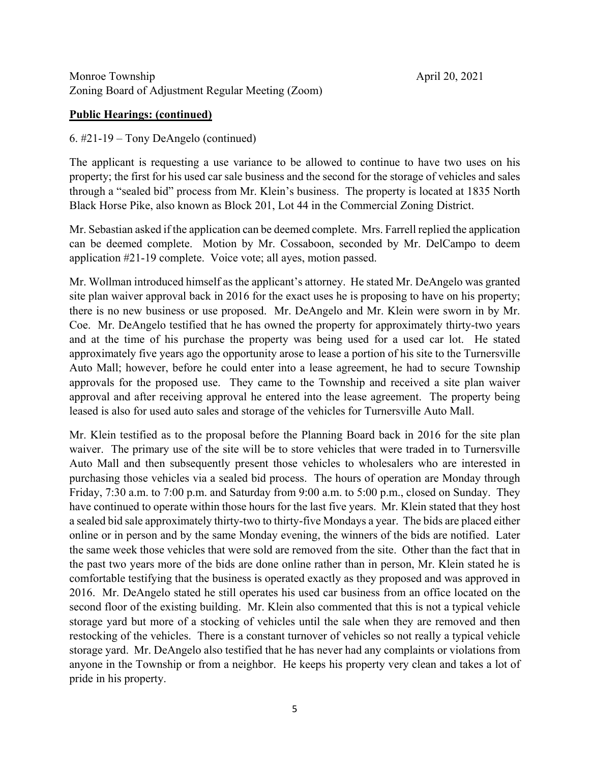Monroe Township April 20, 2021
Zoning Board of Adjustment Regular Meeting (Zoom)

**Public Hearings: (continued)**

6. #21-19 – Tony DeAngelo (continued)

The applicant is requesting a use variance to be allowed to continue to have two uses on his property; the first for his used car sale business and the second for the storage of vehicles and sales through a "sealed bid" process from Mr. Klein's business. The property is located at 1835 North Black Horse Pike, also known as Block 201, Lot 44 in the Commercial Zoning District.

Mr. Sebastian asked if the application can be deemed complete. Mrs. Farrell replied the application can be deemed complete. Motion by Mr. Cossaboon, seconded by Mr. DelCampo to deem application #21-19 complete. Voice vote; all ayes, motion passed.

Mr. Wollman introduced himself as the applicant's attorney. He stated Mr. DeAngelo was granted site plan waiver approval back in 2016 for the exact uses he is proposing to have on his property; there is no new business or use proposed. Mr. DeAngelo and Mr. Klein were sworn in by Mr. Coe. Mr. DeAngelo testified that he has owned the property for approximately thirty-two years and at the time of his purchase the property was being used for a used car lot. He stated approximately five years ago the opportunity arose to lease a portion of his site to the Turnersville Auto Mall; however, before he could enter into a lease agreement, he had to secure Township approvals for the proposed use. They came to the Township and received a site plan waiver approval and after receiving approval he entered into the lease agreement. The property being leased is also for used auto sales and storage of the vehicles for Turnersville Auto Mall.

Mr. Klein testified as to the proposal before the Planning Board back in 2016 for the site plan waiver. The primary use of the site will be to store vehicles that were traded in to Turnersville Auto Mall and then subsequently present those vehicles to wholesalers who are interested in purchasing those vehicles via a sealed bid process. The hours of operation are Monday through Friday, 7:30 a.m. to 7:00 p.m. and Saturday from 9:00 a.m. to 5:00 p.m., closed on Sunday. They have continued to operate within those hours for the last five years. Mr. Klein stated that they host a sealed bid sale approximately thirty-two to thirty-five Mondays a year. The bids are placed either online or in person and by the same Monday evening, the winners of the bids are notified. Later the same week those vehicles that were sold are removed from the site. Other than the fact that in the past two years more of the bids are done online rather than in person, Mr. Klein stated he is comfortable testifying that the business is operated exactly as they proposed and was approved in 2016. Mr. DeAngelo stated he still operates his used car business from an office located on the second floor of the existing building. Mr. Klein also commented that this is not a typical vehicle storage yard but more of a stocking of vehicles until the sale when they are removed and then restocking of the vehicles. There is a constant turnover of vehicles so not really a typical vehicle storage yard. Mr. DeAngelo also testified that he has never had any complaints or violations from anyone in the Township or from a neighbor. He keeps his property very clean and takes a lot of pride in his property.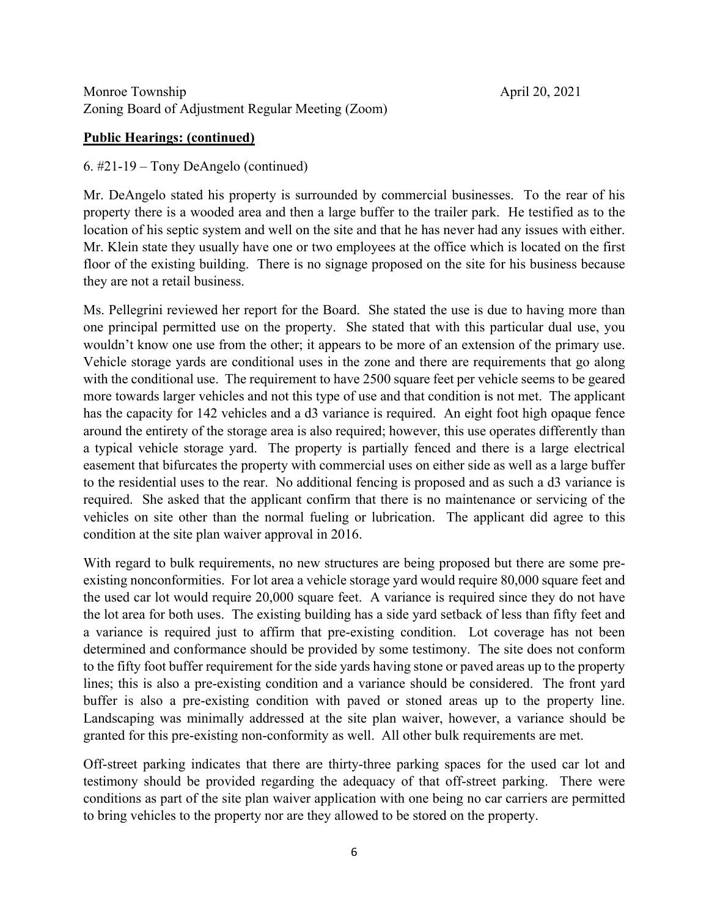Monroe Township April 20, 2021
Zoning Board of Adjustment Regular Meeting (Zoom)

**Public Hearings: (continued)**

6. #21-19 – Tony DeAngelo (continued)

Mr. DeAngelo stated his property is surrounded by commercial businesses. To the rear of his property there is a wooded area and then a large buffer to the trailer park. He testified as to the location of his septic system and well on the site and that he has never had any issues with either. Mr. Klein state they usually have one or two employees at the office which is located on the first floor of the existing building. There is no signage proposed on the site for his business because they are not a retail business.

Ms. Pellegrini reviewed her report for the Board. She stated the use is due to having more than one principal permitted use on the property. She stated that with this particular dual use, you wouldn't know one use from the other; it appears to be more of an extension of the primary use. Vehicle storage yards are conditional uses in the zone and there are requirements that go along with the conditional use. The requirement to have 2500 square feet per vehicle seems to be geared more towards larger vehicles and not this type of use and that condition is not met. The applicant has the capacity for 142 vehicles and a d3 variance is required. An eight foot high opaque fence around the entirety of the storage area is also required; however, this use operates differently than a typical vehicle storage yard. The property is partially fenced and there is a large electrical easement that bifurcates the property with commercial uses on either side as well as a large buffer to the residential uses to the rear. No additional fencing is proposed and as such a d3 variance is required. She asked that the applicant confirm that there is no maintenance or servicing of the vehicles on site other than the normal fueling or lubrication. The applicant did agree to this condition at the site plan waiver approval in 2016.

With regard to bulk requirements, no new structures are being proposed but there are some pre-existing nonconformities. For lot area a vehicle storage yard would require 80,000 square feet and the used car lot would require 20,000 square feet. A variance is required since they do not have the lot area for both uses. The existing building has a side yard setback of less than fifty feet and a variance is required just to affirm that pre-existing condition. Lot coverage has not been determined and conformance should be provided by some testimony. The site does not conform to the fifty foot buffer requirement for the side yards having stone or paved areas up to the property lines; this is also a pre-existing condition and a variance should be considered. The front yard buffer is also a pre-existing condition with paved or stoned areas up to the property line. Landscaping was minimally addressed at the site plan waiver, however, a variance should be granted for this pre-existing non-conformity as well. All other bulk requirements are met.

Off-street parking indicates that there are thirty-three parking spaces for the used car lot and testimony should be provided regarding the adequacy of that off-street parking. There were conditions as part of the site plan waiver application with one being no car carriers are permitted to bring vehicles to the property nor are they allowed to be stored on the property.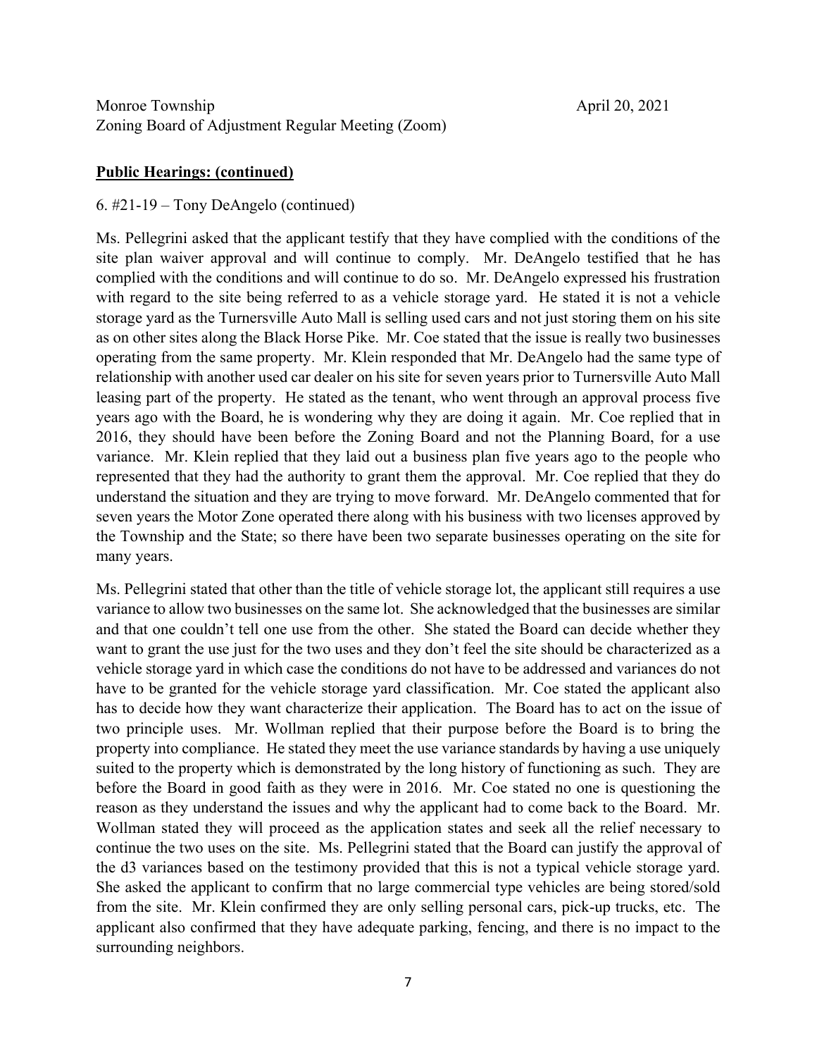Monroe Township April 20, 2021
Zoning Board of Adjustment Regular Meeting (Zoom)

**Public Hearings: (continued)**

6. #21-19 – Tony DeAngelo (continued)

Ms. Pellegrini asked that the applicant testify that they have complied with the conditions of the site plan waiver approval and will continue to comply. Mr. DeAngelo testified that he has complied with the conditions and will continue to do so. Mr. DeAngelo expressed his frustration with regard to the site being referred to as a vehicle storage yard. He stated it is not a vehicle storage yard as the Turnersville Auto Mall is selling used cars and not just storing them on his site as on other sites along the Black Horse Pike. Mr. Coe stated that the issue is really two businesses operating from the same property. Mr. Klein responded that Mr. DeAngelo had the same type of relationship with another used car dealer on his site for seven years prior to Turnersville Auto Mall leasing part of the property. He stated as the tenant, who went through an approval process five years ago with the Board, he is wondering why they are doing it again. Mr. Coe replied that in 2016, they should have been before the Zoning Board and not the Planning Board, for a use variance. Mr. Klein replied that they laid out a business plan five years ago to the people who represented that they had the authority to grant them the approval. Mr. Coe replied that they do understand the situation and they are trying to move forward. Mr. DeAngelo commented that for seven years the Motor Zone operated there along with his business with two licenses approved by the Township and the State; so there have been two separate businesses operating on the site for many years.

Ms. Pellegrini stated that other than the title of vehicle storage lot, the applicant still requires a use variance to allow two businesses on the same lot. She acknowledged that the businesses are similar and that one couldn't tell one use from the other. She stated the Board can decide whether they want to grant the use just for the two uses and they don't feel the site should be characterized as a vehicle storage yard in which case the conditions do not have to be addressed and variances do not have to be granted for the vehicle storage yard classification. Mr. Coe stated the applicant also has to decide how they want characterize their application. The Board has to act on the issue of two principle uses. Mr. Wollman replied that their purpose before the Board is to bring the property into compliance. He stated they meet the use variance standards by having a use uniquely suited to the property which is demonstrated by the long history of functioning as such. They are before the Board in good faith as they were in 2016. Mr. Coe stated no one is questioning the reason as they understand the issues and why the applicant had to come back to the Board. Mr. Wollman stated they will proceed as the application states and seek all the relief necessary to continue the two uses on the site. Ms. Pellegrini stated that the Board can justify the approval of the d3 variances based on the testimony provided that this is not a typical vehicle storage yard. She asked the applicant to confirm that no large commercial type vehicles are being stored/sold from the site. Mr. Klein confirmed they are only selling personal cars, pick-up trucks, etc. The applicant also confirmed that they have adequate parking, fencing, and there is no impact to the surrounding neighbors.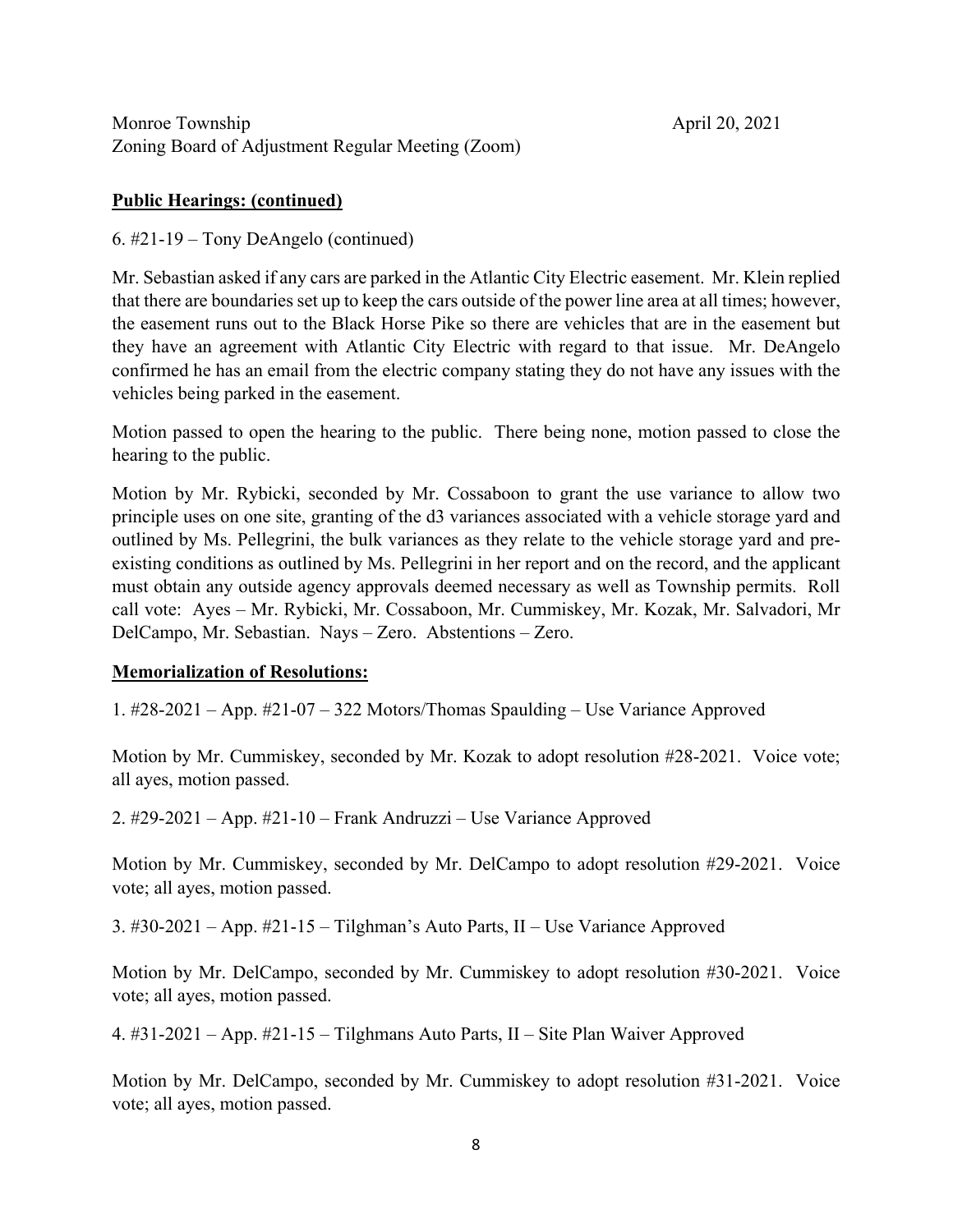Monroe Township April 20, 2021
Zoning Board of Adjustment Regular Meeting (Zoom)

**Public Hearings: (continued)**

6. #21-19 – Tony DeAngelo (continued)

Mr. Sebastian asked if any cars are parked in the Atlantic City Electric easement. Mr. Klein replied that there are boundaries set up to keep the cars outside of the power line area at all times; however, the easement runs out to the Black Horse Pike so there are vehicles that are in the easement but they have an agreement with Atlantic City Electric with regard to that issue. Mr. DeAngelo confirmed he has an email from the electric company stating they do not have any issues with the vehicles being parked in the easement.

Motion passed to open the hearing to the public. There being none, motion passed to close the hearing to the public.

Motion by Mr. Rybicki, seconded by Mr. Cossaboon to grant the use variance to allow two principle uses on one site, granting of the d3 variances associated with a vehicle storage yard and outlined by Ms. Pellegrini, the bulk variances as they relate to the vehicle storage yard and pre-existing conditions as outlined by Ms. Pellegrini in her report and on the record, and the applicant must obtain any outside agency approvals deemed necessary as well as Township permits. Roll call vote: Ayes – Mr. Rybicki, Mr. Cossaboon, Mr. Cummiskey, Mr. Kozak, Mr. Salvadori, Mr DelCampo, Mr. Sebastian. Nays – Zero. Abstentions – Zero.

**Memorialization of Resolutions:**

1. #28-2021 – App. #21-07 – 322 Motors/Thomas Spaulding – Use Variance Approved

Motion by Mr. Cummiskey, seconded by Mr. Kozak to adopt resolution #28-2021. Voice vote; all ayes, motion passed.

2. #29-2021 – App. #21-10 – Frank Andruzzi – Use Variance Approved

Motion by Mr. Cummiskey, seconded by Mr. DelCampo to adopt resolution #29-2021. Voice vote; all ayes, motion passed.

3. #30-2021 – App. #21-15 – Tilghman's Auto Parts, II – Use Variance Approved

Motion by Mr. DelCampo, seconded by Mr. Cummiskey to adopt resolution #30-2021. Voice vote; all ayes, motion passed.

4. #31-2021 – App. #21-15 – Tilghmans Auto Parts, II – Site Plan Waiver Approved

Motion by Mr. DelCampo, seconded by Mr. Cummiskey to adopt resolution #31-2021. Voice vote; all ayes, motion passed.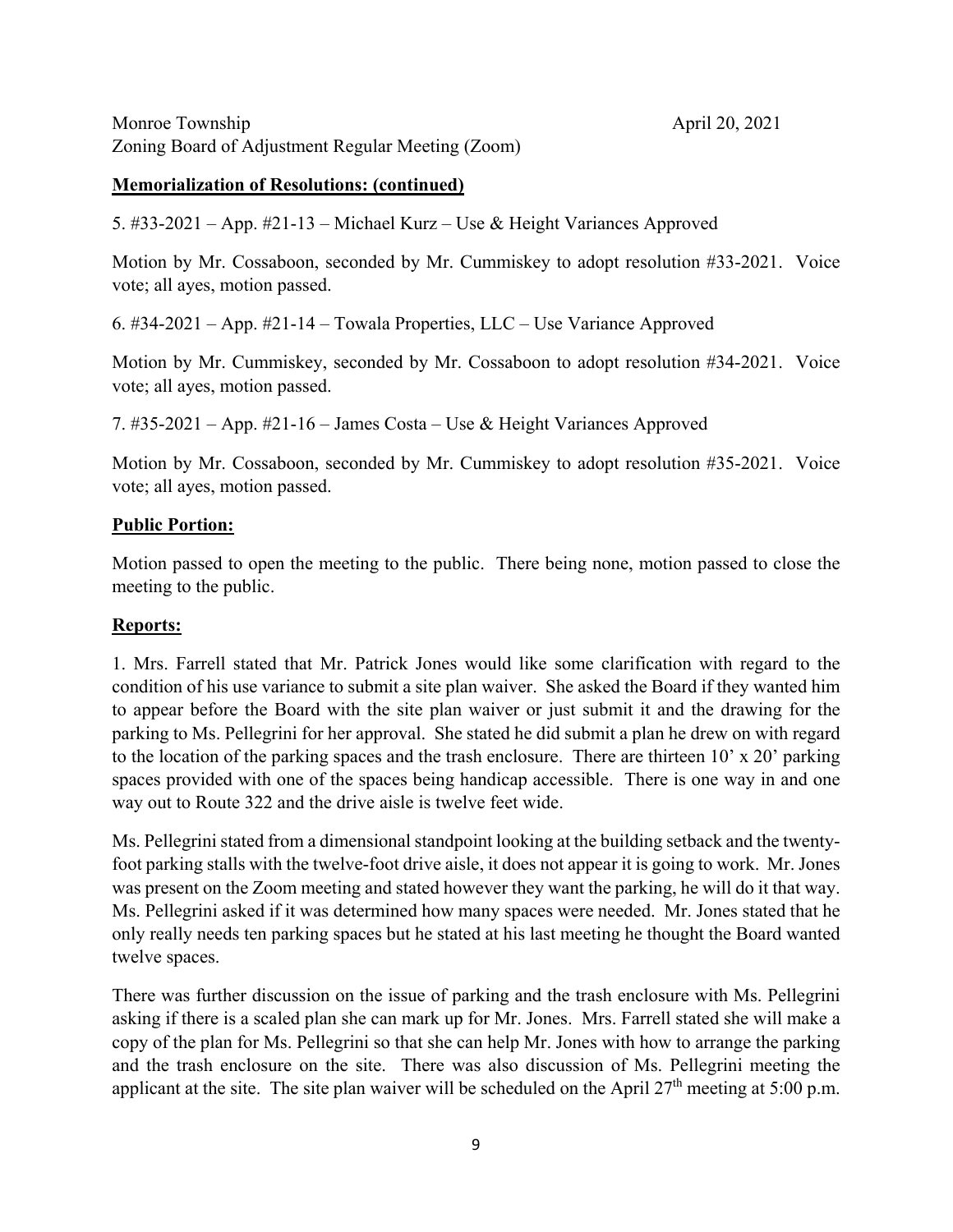Monroe Township April 20, 2021
Zoning Board of Adjustment Regular Meeting (Zoom)

**Memorialization of Resolutions: (continued)**

5. #33-2021 – App. #21-13 – Michael Kurz – Use & Height Variances Approved

Motion by Mr. Cossaboon, seconded by Mr. Cummiskey to adopt resolution #33-2021. Voice vote; all ayes, motion passed.

6. #34-2021 – App. #21-14 – Towala Properties, LLC – Use Variance Approved

Motion by Mr. Cummiskey, seconded by Mr. Cossaboon to adopt resolution #34-2021. Voice vote; all ayes, motion passed.

7. #35-2021 – App. #21-16 – James Costa – Use & Height Variances Approved

Motion by Mr. Cossaboon, seconded by Mr. Cummiskey to adopt resolution #35-2021. Voice vote; all ayes, motion passed.

**Public Portion:**

Motion passed to open the meeting to the public. There being none, motion passed to close the meeting to the public.

**Reports:**

1. Mrs. Farrell stated that Mr. Patrick Jones would like some clarification with regard to the condition of his use variance to submit a site plan waiver. She asked the Board if they wanted him to appear before the Board with the site plan waiver or just submit it and the drawing for the parking to Ms. Pellegrini for her approval. She stated he did submit a plan he drew on with regard to the location of the parking spaces and the trash enclosure. There are thirteen 10' x 20' parking spaces provided with one of the spaces being handicap accessible. There is one way in and one way out to Route 322 and the drive aisle is twelve feet wide.

Ms. Pellegrini stated from a dimensional standpoint looking at the building setback and the twenty-foot parking stalls with the twelve-foot drive aisle, it does not appear it is going to work. Mr. Jones was present on the Zoom meeting and stated however they want the parking, he will do it that way. Ms. Pellegrini asked if it was determined how many spaces were needed. Mr. Jones stated that he only really needs ten parking spaces but he stated at his last meeting he thought the Board wanted twelve spaces.

There was further discussion on the issue of parking and the trash enclosure with Ms. Pellegrini asking if there is a scaled plan she can mark up for Mr. Jones. Mrs. Farrell stated she will make a copy of the plan for Ms. Pellegrini so that she can help Mr. Jones with how to arrange the parking and the trash enclosure on the site. There was also discussion of Ms. Pellegrini meeting the applicant at the site. The site plan waiver will be scheduled on the April 27th meeting at 5:00 p.m.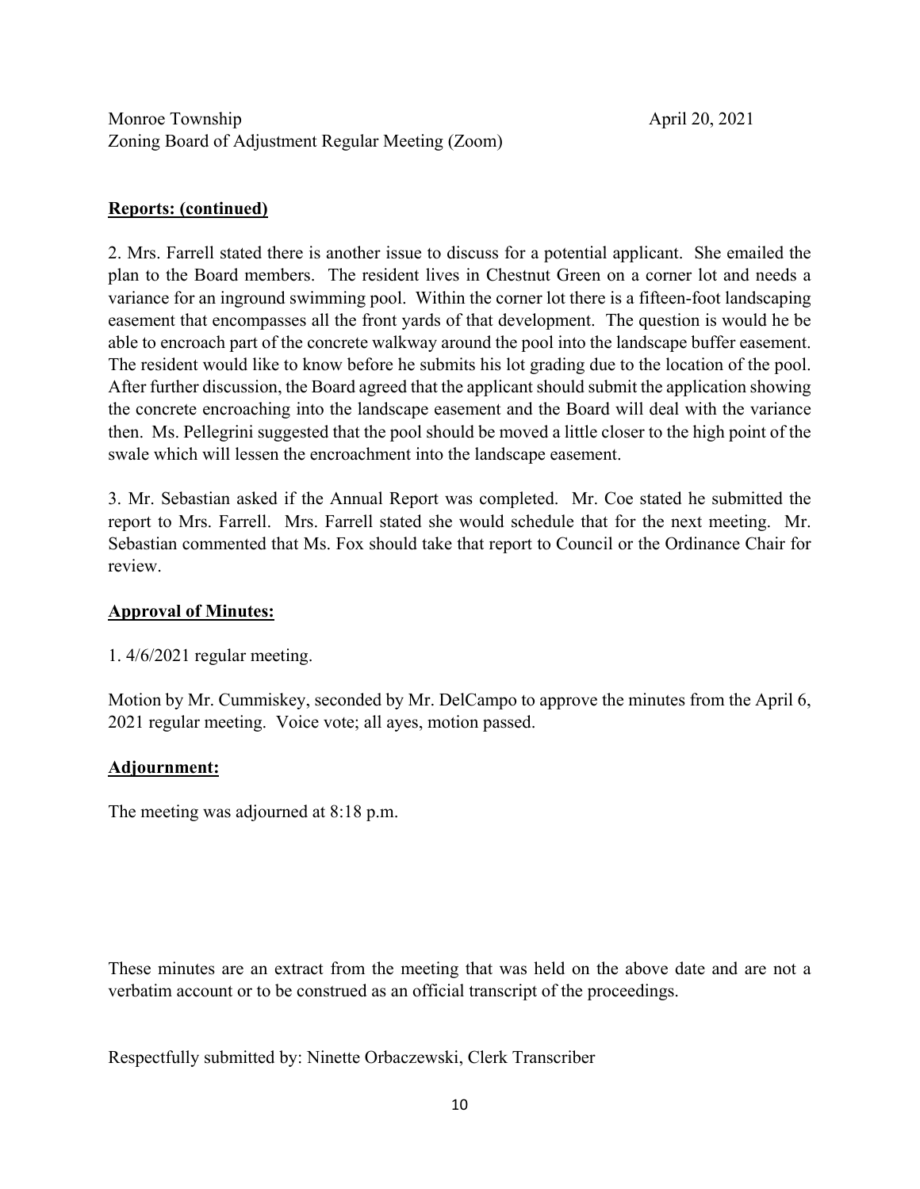Monroe Township April 20, 2021
Zoning Board of Adjustment Regular Meeting (Zoom)

**Reports: (continued)**

2. Mrs. Farrell stated there is another issue to discuss for a potential applicant. She emailed the plan to the Board members. The resident lives in Chestnut Green on a corner lot and needs a variance for an inground swimming pool. Within the corner lot there is a fifteen-foot landscaping easement that encompasses all the front yards of that development. The question is would he be able to encroach part of the concrete walkway around the pool into the landscape buffer easement. The resident would like to know before he submits his lot grading due to the location of the pool. After further discussion, the Board agreed that the applicant should submit the application showing the concrete encroaching into the landscape easement and the Board will deal with the variance then. Ms. Pellegrini suggested that the pool should be moved a little closer to the high point of the swale which will lessen the encroachment into the landscape easement.

3. Mr. Sebastian asked if the Annual Report was completed. Mr. Coe stated he submitted the report to Mrs. Farrell. Mrs. Farrell stated she would schedule that for the next meeting. Mr. Sebastian commented that Ms. Fox should take that report to Council or the Ordinance Chair for review.

**Approval of Minutes:**

1. 4/6/2021 regular meeting.

Motion by Mr. Cummiskey, seconded by Mr. DelCampo to approve the minutes from the April 6, 2021 regular meeting. Voice vote; all ayes, motion passed.

**Adjournment:**

The meeting was adjourned at 8:18 p.m.

These minutes are an extract from the meeting that was held on the above date and are not a verbatim account or to be construed as an official transcript of the proceedings.

Respectfully submitted by: Ninette Orbaczewski, Clerk Transcriber